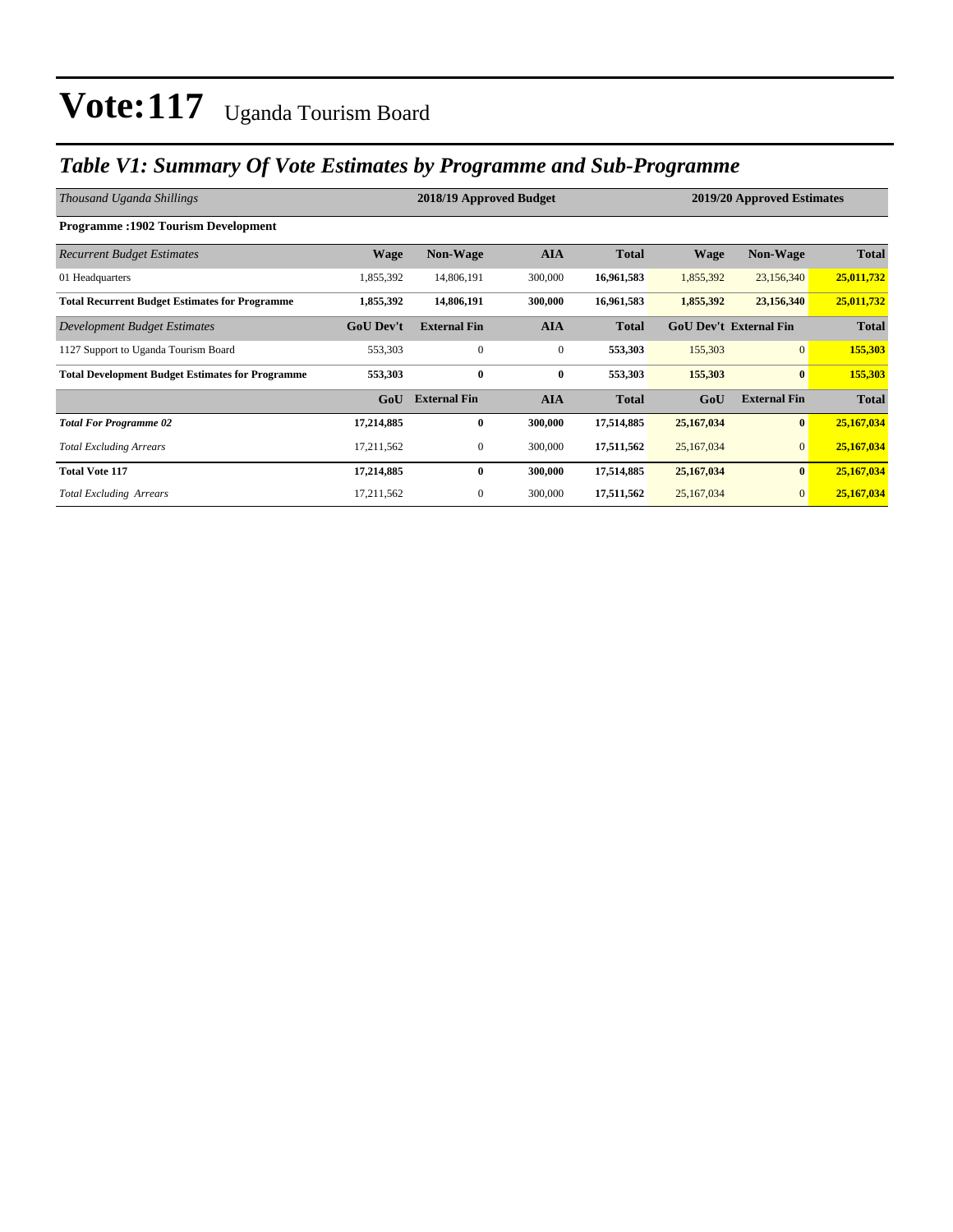# Vote:117 Uganda Tourism Board

## *Table V1: Summary Of Vote Estimates by Programme and Sub-Programme*

| *Thousand Uganda Shillings* | 2018/19 Approved Budget | | | | 2019/20 Approved Estimates | | |
|---|---|---|---|---|---|---|---|
| **Programme :1902 Tourism Development** | | | | | | | |
| *Recurrent Budget Estimates* | **Wage** | **Non-Wage** | **AIA** | **Total** | **Wage** | **Non-Wage** | **Total** |
| 01 Headquarters | 1,855,392 | 14,806,191 | 300,000 | **16,961,583** | 1,855,392 | 23,156,340 | **25,011,732** |
| **Total Recurrent Budget Estimates for Programme** | **1,855,392** | **14,806,191** | **300,000** | **16,961,583** | **1,855,392** | **23,156,340** | **25,011,732** |
| *Development Budget Estimates* | **GoU Dev't** | **External Fin** | **AIA** | **Total** | **GoU Dev't** | **External Fin** | **Total** |
| 1127 Support to Uganda Tourism Board | 553,303 | 0 | 0 | **553,303** | 155,303 | 0 | **155,303** |
| **Total Development Budget Estimates for Programme** | **553,303** | **0** | **0** | **553,303** | **155,303** | **0** | **155,303** |
| | **GoU** | **External Fin** | **AIA** | **Total** | **GoU** | **External Fin** | **Total** |
| ***Total For Programme 02*** | **17,214,885** | **0** | **300,000** | **17,514,885** | **25,167,034** | **0** | **25,167,034** |
| *Total Excluding Arrears* | 17,211,562 | 0 | 300,000 | **17,511,562** | 25,167,034 | 0 | **25,167,034** |
| **Total Vote 117** | **17,214,885** | **0** | **300,000** | **17,514,885** | **25,167,034** | **0** | **25,167,034** |
| *Total Excluding Arrears* | 17,211,562 | 0 | 300,000 | **17,511,562** | 25,167,034 | 0 | **25,167,034** |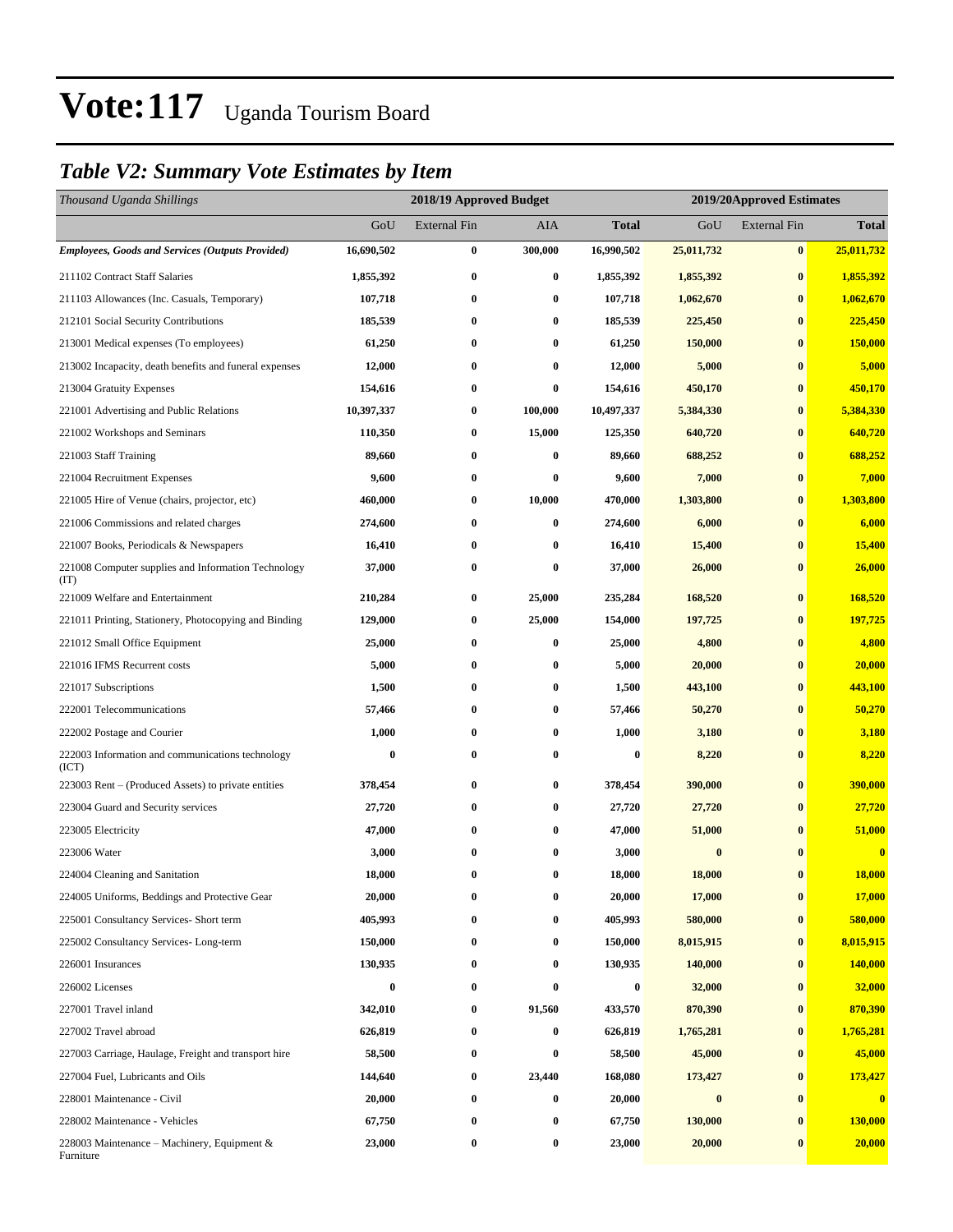# Vote:117 Uganda Tourism Board

## *Table V2: Summary Vote Estimates by Item*

| *Thousand Uganda Shillings* | 2018/19 Approved Budget | | | | 2019/20Approved Estimates | | |
|---|---|---|---|---|---|---|---|
| | GoU | External Fin | AIA | **Total** | GoU | External Fin | **Total** |
| ***Employees, Goods and Services (Outputs Provided)*** | **16,690,502** | **0** | **300,000** | **16,990,502** | **25,011,732** | **0** | **25,011,732** |
| 211102 Contract Staff Salaries | **1,855,392** | **0** | **0** | **1,855,392** | **1,855,392** | **0** | **1,855,392** |
| 211103 Allowances (Inc. Casuals, Temporary) | **107,718** | **0** | **0** | **107,718** | **1,062,670** | **0** | **1,062,670** |
| 212101 Social Security Contributions | **185,539** | **0** | **0** | **185,539** | **225,450** | **0** | **225,450** |
| 213001 Medical expenses (To employees) | **61,250** | **0** | **0** | **61,250** | **150,000** | **0** | **150,000** |
| 213002 Incapacity, death benefits and funeral expenses | **12,000** | **0** | **0** | **12,000** | **5,000** | **0** | **5,000** |
| 213004 Gratuity Expenses | **154,616** | **0** | **0** | **154,616** | **450,170** | **0** | **450,170** |
| 221001 Advertising and Public Relations | **10,397,337** | **0** | **100,000** | **10,497,337** | **5,384,330** | **0** | **5,384,330** |
| 221002 Workshops and Seminars | **110,350** | **0** | **15,000** | **125,350** | **640,720** | **0** | **640,720** |
| 221003 Staff Training | **89,660** | **0** | **0** | **89,660** | **688,252** | **0** | **688,252** |
| 221004 Recruitment Expenses | **9,600** | **0** | **0** | **9,600** | **7,000** | **0** | **7,000** |
| 221005 Hire of Venue (chairs, projector, etc) | **460,000** | **0** | **10,000** | **470,000** | **1,303,800** | **0** | **1,303,800** |
| 221006 Commissions and related charges | **274,600** | **0** | **0** | **274,600** | **6,000** | **0** | **6,000** |
| 221007 Books, Periodicals & Newspapers | **16,410** | **0** | **0** | **16,410** | **15,400** | **0** | **15,400** |
| 221008 Computer supplies and Information Technology (IT) | **37,000** | **0** | **0** | **37,000** | **26,000** | **0** | **26,000** |
| 221009 Welfare and Entertainment | **210,284** | **0** | **25,000** | **235,284** | **168,520** | **0** | **168,520** |
| 221011 Printing, Stationery, Photocopying and Binding | **129,000** | **0** | **25,000** | **154,000** | **197,725** | **0** | **197,725** |
| 221012 Small Office Equipment | **25,000** | **0** | **0** | **25,000** | **4,800** | **0** | **4,800** |
| 221016 IFMS Recurrent costs | **5,000** | **0** | **0** | **5,000** | **20,000** | **0** | **20,000** |
| 221017 Subscriptions | **1,500** | **0** | **0** | **1,500** | **443,100** | **0** | **443,100** |
| 222001 Telecommunications | **57,466** | **0** | **0** | **57,466** | **50,270** | **0** | **50,270** |
| 222002 Postage and Courier | **1,000** | **0** | **0** | **1,000** | **3,180** | **0** | **3,180** |
| 222003 Information and communications technology (ICT) | **0** | **0** | **0** | **0** | **8,220** | **0** | **8,220** |
| 223003 Rent – (Produced Assets) to private entities | **378,454** | **0** | **0** | **378,454** | **390,000** | **0** | **390,000** |
| 223004 Guard and Security services | **27,720** | **0** | **0** | **27,720** | **27,720** | **0** | **27,720** |
| 223005 Electricity | **47,000** | **0** | **0** | **47,000** | **51,000** | **0** | **51,000** |
| 223006 Water | **3,000** | **0** | **0** | **3,000** | **0** | **0** | **0** |
| 224004 Cleaning and Sanitation | **18,000** | **0** | **0** | **18,000** | **18,000** | **0** | **18,000** |
| 224005 Uniforms, Beddings and Protective Gear | **20,000** | **0** | **0** | **20,000** | **17,000** | **0** | **17,000** |
| 225001 Consultancy Services- Short term | **405,993** | **0** | **0** | **405,993** | **580,000** | **0** | **580,000** |
| 225002 Consultancy Services- Long-term | **150,000** | **0** | **0** | **150,000** | **8,015,915** | **0** | **8,015,915** |
| 226001 Insurances | **130,935** | **0** | **0** | **130,935** | **140,000** | **0** | **140,000** |
| 226002 Licenses | **0** | **0** | **0** | **0** | **32,000** | **0** | **32,000** |
| 227001 Travel inland | **342,010** | **0** | **91,560** | **433,570** | **870,390** | **0** | **870,390** |
| 227002 Travel abroad | **626,819** | **0** | **0** | **626,819** | **1,765,281** | **0** | **1,765,281** |
| 227003 Carriage, Haulage, Freight and transport hire | **58,500** | **0** | **0** | **58,500** | **45,000** | **0** | **45,000** |
| 227004 Fuel, Lubricants and Oils | **144,640** | **0** | **23,440** | **168,080** | **173,427** | **0** | **173,427** |
| 228001 Maintenance - Civil | **20,000** | **0** | **0** | **20,000** | **0** | **0** | **0** |
| 228002 Maintenance - Vehicles | **67,750** | **0** | **0** | **67,750** | **130,000** | **0** | **130,000** |
| 228003 Maintenance – Machinery, Equipment & Furniture | **23,000** | **0** | **0** | **23,000** | **20,000** | **0** | **20,000** |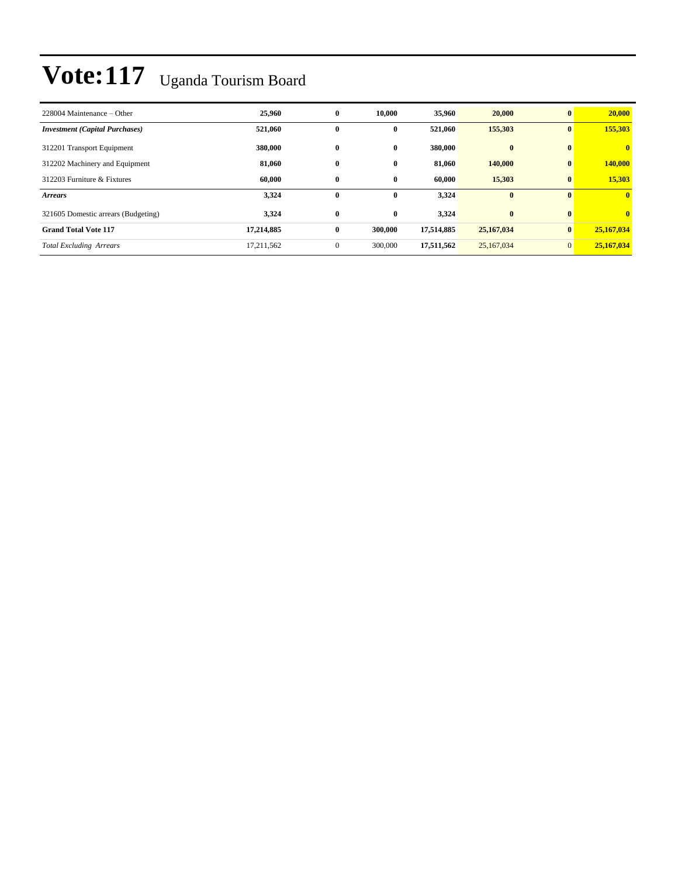# Vote:117 Uganda Tourism Board

| | | | | | | | |
|---|---|---|---|---|---|---|---|
| 228004 Maintenance – Other | **25,960** | **0** | **10,000** | **35,960** | **20,000** | **0** | **20,000** |
| ***Investment (Capital Purchases)*** | **521,060** | **0** | **0** | **521,060** | **155,303** | **0** | **155,303** |
| 312201 Transport Equipment | **380,000** | **0** | **0** | **380,000** | **0** | **0** | **0** |
| 312202 Machinery and Equipment | **81,060** | **0** | **0** | **81,060** | **140,000** | **0** | **140,000** |
| 312203 Furniture & Fixtures | **60,000** | **0** | **0** | **60,000** | **15,303** | **0** | **15,303** |
| ***Arrears*** | **3,324** | **0** | **0** | **3,324** | **0** | **0** | **0** |
| 321605 Domestic arrears (Budgeting) | **3,324** | **0** | **0** | **3,324** | **0** | **0** | **0** |
| **Grand Total Vote 117** | **17,214,885** | **0** | **300,000** | **17,514,885** | **25,167,034** | **0** | **25,167,034** |
| *Total Excluding Arrears* | 17,211,562 | 0 | 300,000 | **17,511,562** | 25,167,034 | 0 | **25,167,034** |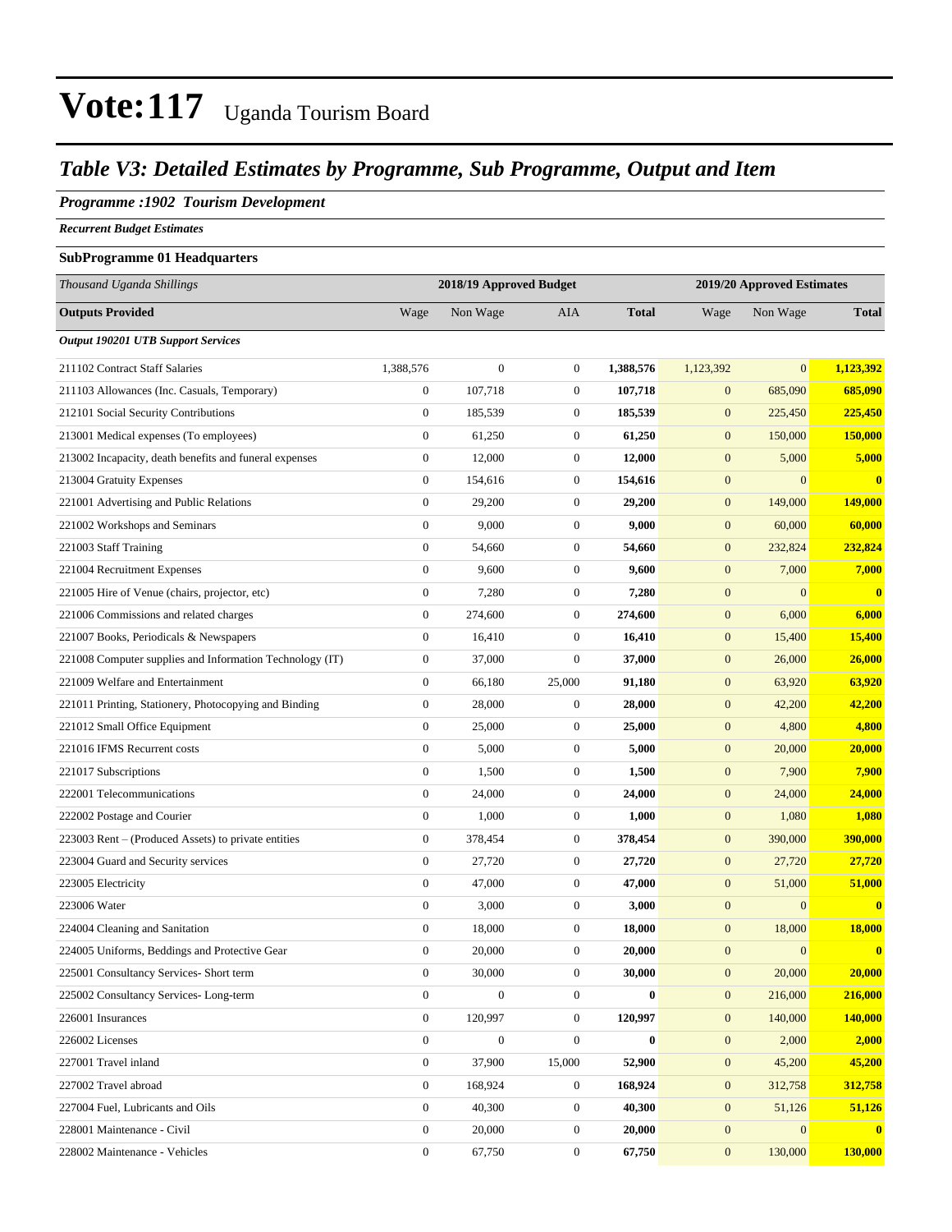# Vote:117 Uganda Tourism Board

## Table V3: Detailed Estimates by Programme, Sub Programme, Output and Item

### Programme :1902 Tourism Development

***Recurrent Budget Estimates***

**SubProgramme 01 Headquarters**

| *Thousand Uganda Shillings* | 2018/19 Approved Budget | | | | 2019/20 Approved Estimates | | |
|---|---|---|---|---|---|---|---|
| **Outputs Provided** | Wage | Non Wage | AIA | **Total** | Wage | Non Wage | **Total** |
| ***Output 190201 UTB Support Services*** | | | | | | | |
| 211102 Contract Staff Salaries | 1,388,576 | 0 | 0 | **1,388,576** | 1,123,392 | 0 | **1,123,392** |
| 211103 Allowances (Inc. Casuals, Temporary) | 0 | 107,718 | 0 | **107,718** | 0 | 685,090 | **685,090** |
| 212101 Social Security Contributions | 0 | 185,539 | 0 | **185,539** | 0 | 225,450 | **225,450** |
| 213001 Medical expenses (To employees) | 0 | 61,250 | 0 | **61,250** | 0 | 150,000 | **150,000** |
| 213002 Incapacity, death benefits and funeral expenses | 0 | 12,000 | 0 | **12,000** | 0 | 5,000 | **5,000** |
| 213004 Gratuity Expenses | 0 | 154,616 | 0 | **154,616** | 0 | 0 | **0** |
| 221001 Advertising and Public Relations | 0 | 29,200 | 0 | **29,200** | 0 | 149,000 | **149,000** |
| 221002 Workshops and Seminars | 0 | 9,000 | 0 | **9,000** | 0 | 60,000 | **60,000** |
| 221003 Staff Training | 0 | 54,660 | 0 | **54,660** | 0 | 232,824 | **232,824** |
| 221004 Recruitment Expenses | 0 | 9,600 | 0 | **9,600** | 0 | 7,000 | **7,000** |
| 221005 Hire of Venue (chairs, projector, etc) | 0 | 7,280 | 0 | **7,280** | 0 | 0 | **0** |
| 221006 Commissions and related charges | 0 | 274,600 | 0 | **274,600** | 0 | 6,000 | **6,000** |
| 221007 Books, Periodicals & Newspapers | 0 | 16,410 | 0 | **16,410** | 0 | 15,400 | **15,400** |
| 221008 Computer supplies and Information Technology (IT) | 0 | 37,000 | 0 | **37,000** | 0 | 26,000 | **26,000** |
| 221009 Welfare and Entertainment | 0 | 66,180 | 25,000 | **91,180** | 0 | 63,920 | **63,920** |
| 221011 Printing, Stationery, Photocopying and Binding | 0 | 28,000 | 0 | **28,000** | 0 | 42,200 | **42,200** |
| 221012 Small Office Equipment | 0 | 25,000 | 0 | **25,000** | 0 | 4,800 | **4,800** |
| 221016 IFMS Recurrent costs | 0 | 5,000 | 0 | **5,000** | 0 | 20,000 | **20,000** |
| 221017 Subscriptions | 0 | 1,500 | 0 | **1,500** | 0 | 7,900 | **7,900** |
| 222001 Telecommunications | 0 | 24,000 | 0 | **24,000** | 0 | 24,000 | **24,000** |
| 222002 Postage and Courier | 0 | 1,000 | 0 | **1,000** | 0 | 1,080 | **1,080** |
| 223003 Rent – (Produced Assets) to private entities | 0 | 378,454 | 0 | **378,454** | 0 | 390,000 | **390,000** |
| 223004 Guard and Security services | 0 | 27,720 | 0 | **27,720** | 0 | 27,720 | **27,720** |
| 223005 Electricity | 0 | 47,000 | 0 | **47,000** | 0 | 51,000 | **51,000** |
| 223006 Water | 0 | 3,000 | 0 | **3,000** | 0 | 0 | **0** |
| 224004 Cleaning and Sanitation | 0 | 18,000 | 0 | **18,000** | 0 | 18,000 | **18,000** |
| 224005 Uniforms, Beddings and Protective Gear | 0 | 20,000 | 0 | **20,000** | 0 | 0 | **0** |
| 225001 Consultancy Services- Short term | 0 | 30,000 | 0 | **30,000** | 0 | 20,000 | **20,000** |
| 225002 Consultancy Services- Long-term | 0 | 0 | 0 | **0** | 0 | 216,000 | **216,000** |
| 226001 Insurances | 0 | 120,997 | 0 | **120,997** | 0 | 140,000 | **140,000** |
| 226002 Licenses | 0 | 0 | 0 | **0** | 0 | 2,000 | **2,000** |
| 227001 Travel inland | 0 | 37,900 | 15,000 | **52,900** | 0 | 45,200 | **45,200** |
| 227002 Travel abroad | 0 | 168,924 | 0 | **168,924** | 0 | 312,758 | **312,758** |
| 227004 Fuel, Lubricants and Oils | 0 | 40,300 | 0 | **40,300** | 0 | 51,126 | **51,126** |
| 228001 Maintenance - Civil | 0 | 20,000 | 0 | **20,000** | 0 | 0 | **0** |
| 228002 Maintenance - Vehicles | 0 | 67,750 | 0 | **67,750** | 0 | 130,000 | **130,000** |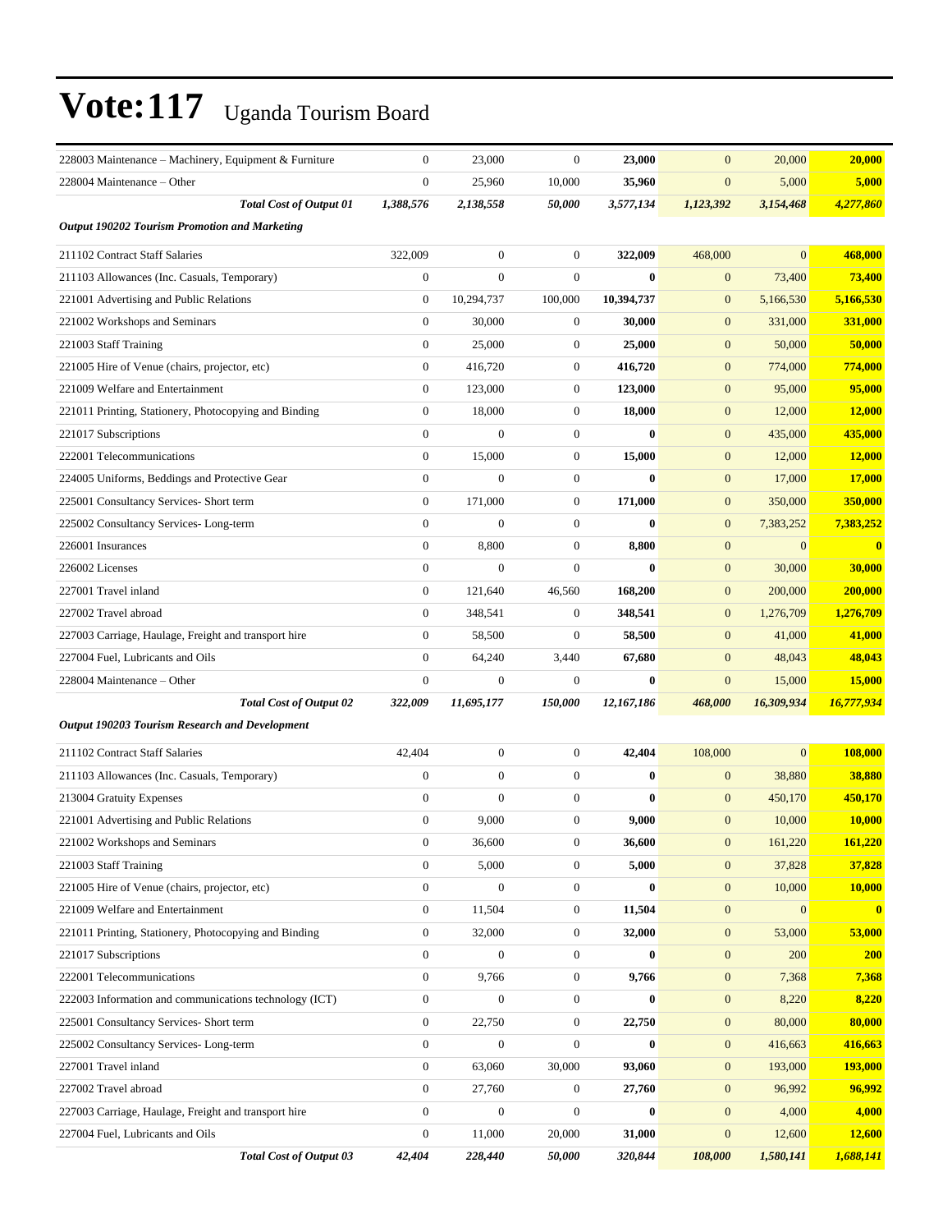# Vote:117 Uganda Tourism Board

| | | | | | | | |
|---|---|---|---|---|---|---|---|
| 228003 Maintenance – Machinery, Equipment & Furniture | 0 | 23,000 | 0 | **23,000** | 0 | 20,000 | **20,000** |
| 228004 Maintenance – Other | 0 | 25,960 | 10,000 | **35,960** | 0 | 5,000 | **5,000** |
| ***Total Cost of Output 01*** | ***1,388,576*** | ***2,138,558*** | ***50,000*** | ***3,577,134*** | ***1,123,392*** | ***3,154,468*** | ***4,277,860*** |
| ***Output 190202 Tourism Promotion and Marketing*** | | | | | | | |
| 211102 Contract Staff Salaries | 322,009 | 0 | 0 | **322,009** | 468,000 | 0 | **468,000** |
| 211103 Allowances (Inc. Casuals, Temporary) | 0 | 0 | 0 | **0** | 0 | 73,400 | **73,400** |
| 221001 Advertising and Public Relations | 0 | 10,294,737 | 100,000 | **10,394,737** | 0 | 5,166,530 | **5,166,530** |
| 221002 Workshops and Seminars | 0 | 30,000 | 0 | **30,000** | 0 | 331,000 | **331,000** |
| 221003 Staff Training | 0 | 25,000 | 0 | **25,000** | 0 | 50,000 | **50,000** |
| 221005 Hire of Venue (chairs, projector, etc) | 0 | 416,720 | 0 | **416,720** | 0 | 774,000 | **774,000** |
| 221009 Welfare and Entertainment | 0 | 123,000 | 0 | **123,000** | 0 | 95,000 | **95,000** |
| 221011 Printing, Stationery, Photocopying and Binding | 0 | 18,000 | 0 | **18,000** | 0 | 12,000 | **12,000** |
| 221017 Subscriptions | 0 | 0 | 0 | **0** | 0 | 435,000 | **435,000** |
| 222001 Telecommunications | 0 | 15,000 | 0 | **15,000** | 0 | 12,000 | **12,000** |
| 224005 Uniforms, Beddings and Protective Gear | 0 | 0 | 0 | **0** | 0 | 17,000 | **17,000** |
| 225001 Consultancy Services- Short term | 0 | 171,000 | 0 | **171,000** | 0 | 350,000 | **350,000** |
| 225002 Consultancy Services- Long-term | 0 | 0 | 0 | **0** | 0 | 7,383,252 | **7,383,252** |
| 226001 Insurances | 0 | 8,800 | 0 | **8,800** | 0 | 0 | **0** |
| 226002 Licenses | 0 | 0 | 0 | **0** | 0 | 30,000 | **30,000** |
| 227001 Travel inland | 0 | 121,640 | 46,560 | **168,200** | 0 | 200,000 | **200,000** |
| 227002 Travel abroad | 0 | 348,541 | 0 | **348,541** | 0 | 1,276,709 | **1,276,709** |
| 227003 Carriage, Haulage, Freight and transport hire | 0 | 58,500 | 0 | **58,500** | 0 | 41,000 | **41,000** |
| 227004 Fuel, Lubricants and Oils | 0 | 64,240 | 3,440 | **67,680** | 0 | 48,043 | **48,043** |
| 228004 Maintenance – Other | 0 | 0 | 0 | **0** | 0 | 15,000 | **15,000** |
| ***Total Cost of Output 02*** | ***322,009*** | ***11,695,177*** | ***150,000*** | ***12,167,186*** | ***468,000*** | ***16,309,934*** | ***16,777,934*** |
| ***Output 190203 Tourism Research and Development*** | | | | | | | |
| 211102 Contract Staff Salaries | 42,404 | 0 | 0 | **42,404** | 108,000 | 0 | **108,000** |
| 211103 Allowances (Inc. Casuals, Temporary) | 0 | 0 | 0 | **0** | 0 | 38,880 | **38,880** |
| 213004 Gratuity Expenses | 0 | 0 | 0 | **0** | 0 | 450,170 | **450,170** |
| 221001 Advertising and Public Relations | 0 | 9,000 | 0 | **9,000** | 0 | 10,000 | **10,000** |
| 221002 Workshops and Seminars | 0 | 36,600 | 0 | **36,600** | 0 | 161,220 | **161,220** |
| 221003 Staff Training | 0 | 5,000 | 0 | **5,000** | 0 | 37,828 | **37,828** |
| 221005 Hire of Venue (chairs, projector, etc) | 0 | 0 | 0 | **0** | 0 | 10,000 | **10,000** |
| 221009 Welfare and Entertainment | 0 | 11,504 | 0 | **11,504** | 0 | 0 | **0** |
| 221011 Printing, Stationery, Photocopying and Binding | 0 | 32,000 | 0 | **32,000** | 0 | 53,000 | **53,000** |
| 221017 Subscriptions | 0 | 0 | 0 | **0** | 0 | 200 | **200** |
| 222001 Telecommunications | 0 | 9,766 | 0 | **9,766** | 0 | 7,368 | **7,368** |
| 222003 Information and communications technology (ICT) | 0 | 0 | 0 | **0** | 0 | 8,220 | **8,220** |
| 225001 Consultancy Services- Short term | 0 | 22,750 | 0 | **22,750** | 0 | 80,000 | **80,000** |
| 225002 Consultancy Services- Long-term | 0 | 0 | 0 | **0** | 0 | 416,663 | **416,663** |
| 227001 Travel inland | 0 | 63,060 | 30,000 | **93,060** | 0 | 193,000 | **193,000** |
| 227002 Travel abroad | 0 | 27,760 | 0 | **27,760** | 0 | 96,992 | **96,992** |
| 227003 Carriage, Haulage, Freight and transport hire | 0 | 0 | 0 | **0** | 0 | 4,000 | **4,000** |
| 227004 Fuel, Lubricants and Oils | 0 | 11,000 | 20,000 | **31,000** | 0 | 12,600 | **12,600** |
| ***Total Cost of Output 03*** | ***42,404*** | ***228,440*** | ***50,000*** | ***320,844*** | ***108,000*** | ***1,580,141*** | ***1,688,141*** |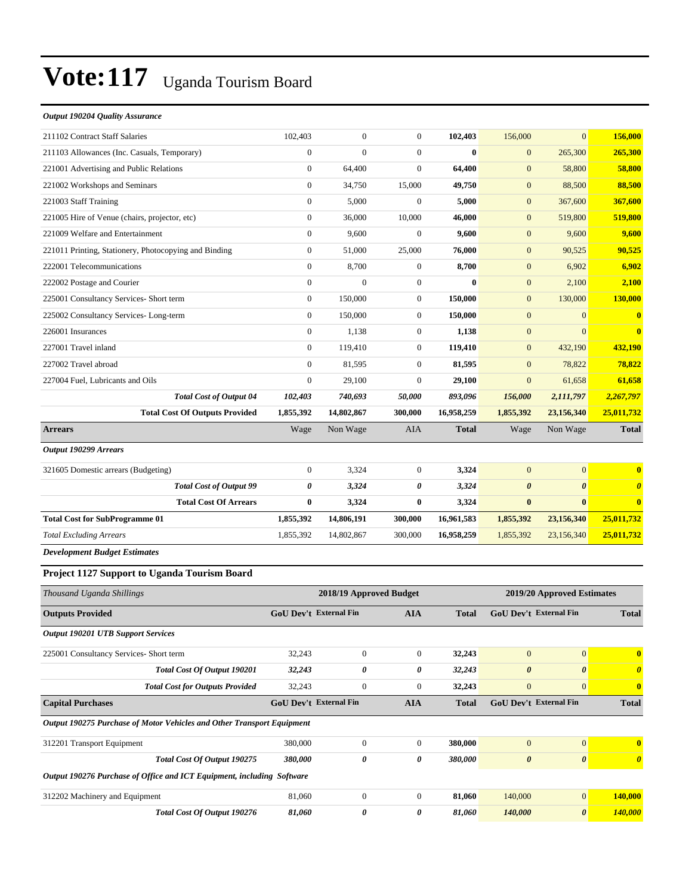# Vote:117 Uganda Tourism Board

*Output 190204 Quality Assurance*

| | | | | | | | |
|---|---|---|---|---|---|---|---|
| 211102 Contract Staff Salaries | 102,403 | 0 | 0 | **102,403** | 156,000 | 0 | **156,000** |
| 211103 Allowances (Inc. Casuals, Temporary) | 0 | 0 | 0 | **0** | 0 | 265,300 | **265,300** |
| 221001 Advertising and Public Relations | 0 | 64,400 | 0 | **64,400** | 0 | 58,800 | **58,800** |
| 221002 Workshops and Seminars | 0 | 34,750 | 15,000 | **49,750** | 0 | 88,500 | **88,500** |
| 221003 Staff Training | 0 | 5,000 | 0 | **5,000** | 0 | 367,600 | **367,600** |
| 221005 Hire of Venue (chairs, projector, etc) | 0 | 36,000 | 10,000 | **46,000** | 0 | 519,800 | **519,800** |
| 221009 Welfare and Entertainment | 0 | 9,600 | 0 | **9,600** | 0 | 9,600 | **9,600** |
| 221011 Printing, Stationery, Photocopying and Binding | 0 | 51,000 | 25,000 | **76,000** | 0 | 90,525 | **90,525** |
| 222001 Telecommunications | 0 | 8,700 | 0 | **8,700** | 0 | 6,902 | **6,902** |
| 222002 Postage and Courier | 0 | 0 | 0 | **0** | 0 | 2,100 | **2,100** |
| 225001 Consultancy Services- Short term | 0 | 150,000 | 0 | **150,000** | 0 | 130,000 | **130,000** |
| 225002 Consultancy Services- Long-term | 0 | 150,000 | 0 | **150,000** | 0 | 0 | **0** |
| 226001 Insurances | 0 | 1,138 | 0 | **1,138** | 0 | 0 | **0** |
| 227001 Travel inland | 0 | 119,410 | 0 | **119,410** | 0 | 432,190 | **432,190** |
| 227002 Travel abroad | 0 | 81,595 | 0 | **81,595** | 0 | 78,822 | **78,822** |
| 227004 Fuel, Lubricants and Oils | 0 | 29,100 | 0 | **29,100** | 0 | 61,658 | **61,658** |
| ***Total Cost of Output 04*** | ***102,403*** | ***740,693*** | ***50,000*** | ***893,096*** | ***156,000*** | ***2,111,797*** | ***2,267,797*** |
| **Total Cost Of Outputs Provided** | **1,855,392** | **14,802,867** | **300,000** | **16,958,259** | **1,855,392** | **23,156,340** | **25,011,732** |
| **Arrears** | Wage | Non Wage | AIA | **Total** | Wage | Non Wage | **Total** |
| *Output 190299 Arrears* | | | | | | | |
| 321605 Domestic arrears (Budgeting) | 0 | 3,324 | 0 | **3,324** | 0 | 0 | **0** |
| ***Total Cost of Output 99*** | ***0*** | ***3,324*** | ***0*** | ***3,324*** | ***0*** | ***0*** | ***0*** |
| **Total Cost Of Arrears** | **0** | **3,324** | **0** | **3,324** | **0** | **0** | **0** |
| **Total Cost for SubProgramme 01** | **1,855,392** | **14,806,191** | **300,000** | **16,961,583** | **1,855,392** | **23,156,340** | **25,011,732** |
| *Total Excluding Arrears* | 1,855,392 | 14,802,867 | 300,000 | **16,958,259** | 1,855,392 | 23,156,340 | **25,011,732** |

***Development Budget Estimates***

### Project 1127 Support to Uganda Tourism Board

| *Thousand Uganda Shillings* | 2018/19 Approved Budget | | | | 2019/20 Approved Estimates | | |
|---|---|---|---|---|---|---|---|
| **Outputs Provided** | **GoU Dev't** | **External Fin** | **AIA** | **Total** | **GoU Dev't** | **External Fin** | **Total** |
| *Output 190201 UTB Support Services* | | | | | | | |
| 225001 Consultancy Services- Short term | 32,243 | 0 | 0 | **32,243** | 0 | 0 | **0** |
| ***Total Cost Of Output 190201*** | ***32,243*** | ***0*** | ***0*** | ***32,243*** | ***0*** | ***0*** | ***0*** |
| ***Total Cost for Outputs Provided*** | 32,243 | 0 | 0 | 32,243 | 0 | 0 | **0** |
| **Capital Purchases** | **GoU Dev't** | **External Fin** | **AIA** | **Total** | **GoU Dev't** | **External Fin** | **Total** |
| *Output 190275 Purchase of Motor Vehicles and Other Transport Equipment* | | | | | | | |
| 312201 Transport Equipment | 380,000 | 0 | 0 | **380,000** | 0 | 0 | **0** |
| ***Total Cost Of Output 190275*** | ***380,000*** | ***0*** | ***0*** | ***380,000*** | ***0*** | ***0*** | ***0*** |
| *Output 190276 Purchase of Office and ICT Equipment, including Software* | | | | | | | |
| 312202 Machinery and Equipment | 81,060 | 0 | 0 | **81,060** | 140,000 | 0 | **140,000** |
| ***Total Cost Of Output 190276*** | ***81,060*** | ***0*** | ***0*** | ***81,060*** | ***140,000*** | ***0*** | ***140,000*** |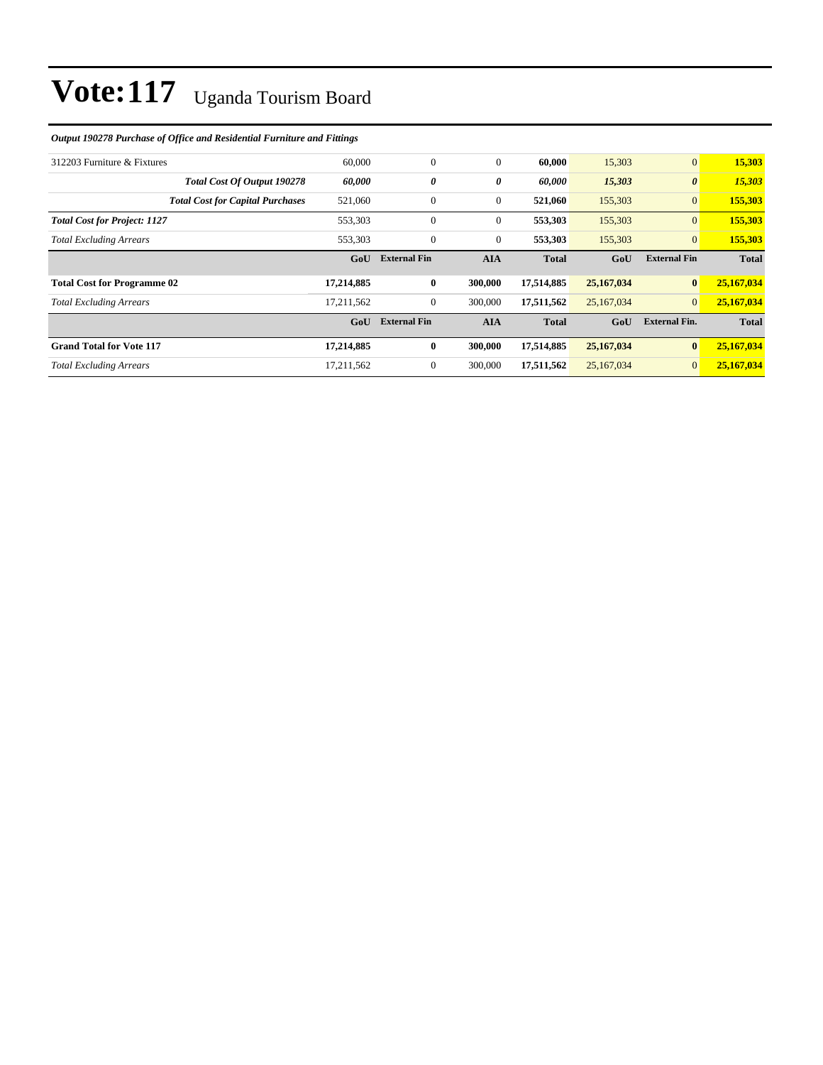# Vote:117 Uganda Tourism Board

*Output 190278 Purchase of Office and Residential Furniture and Fittings*

| | | | | | | | |
|---|---|---|---|---|---|---|---|
| 312203 Furniture & Fixtures | 60,000 | 0 | 0 | **60,000** | 15,303 | 0 | **15,303** |
| ***Total Cost Of Output 190278*** | ***60,000*** | ***0*** | ***0*** | ***60,000*** | ***15,303*** | ***0*** | ***15,303*** |
| ***Total Cost for Capital Purchases*** | 521,060 | 0 | 0 | **521,060** | 155,303 | 0 | **155,303** |
| ***Total Cost for Project: 1127*** | 553,303 | 0 | 0 | **553,303** | 155,303 | 0 | **155,303** |
| *Total Excluding Arrears* | 553,303 | 0 | 0 | **553,303** | 155,303 | 0 | **155,303** |
| | **GoU** | **External Fin** | **AIA** | **Total** | **GoU** | **External Fin** | **Total** |
| **Total Cost for Programme 02** | **17,214,885** | **0** | **300,000** | **17,514,885** | **25,167,034** | **0** | **25,167,034** |
| *Total Excluding Arrears* | 17,211,562 | 0 | 300,000 | **17,511,562** | 25,167,034 | 0 | **25,167,034** |
| | **GoU** | **External Fin** | **AIA** | **Total** | **GoU** | **External Fin.** | **Total** |
| **Grand Total for Vote 117** | **17,214,885** | **0** | **300,000** | **17,514,885** | **25,167,034** | **0** | **25,167,034** |
| *Total Excluding Arrears* | 17,211,562 | 0 | 300,000 | **17,511,562** | 25,167,034 | 0 | **25,167,034** |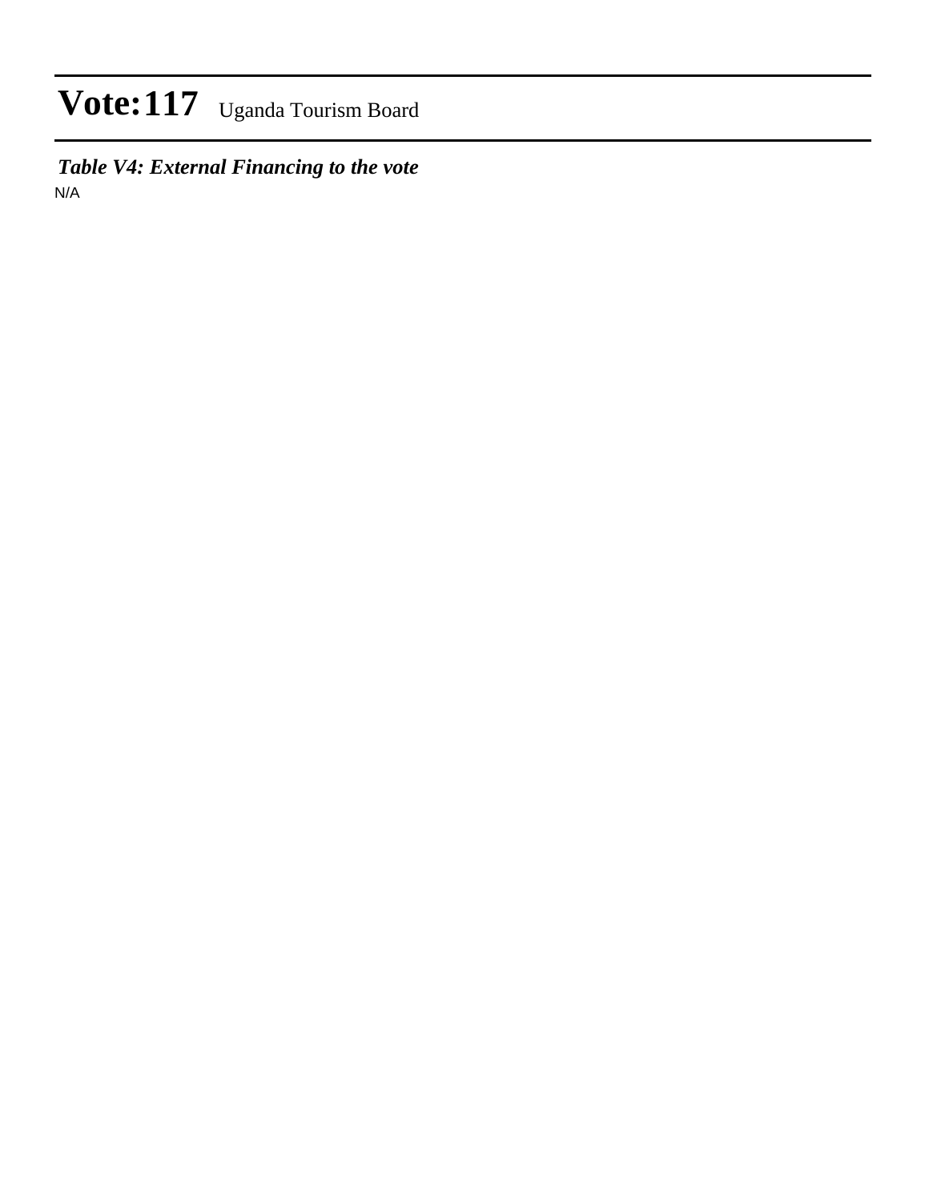# Vote:117 Uganda Tourism Board

***Table V4: External Financing to the vote***

N/A